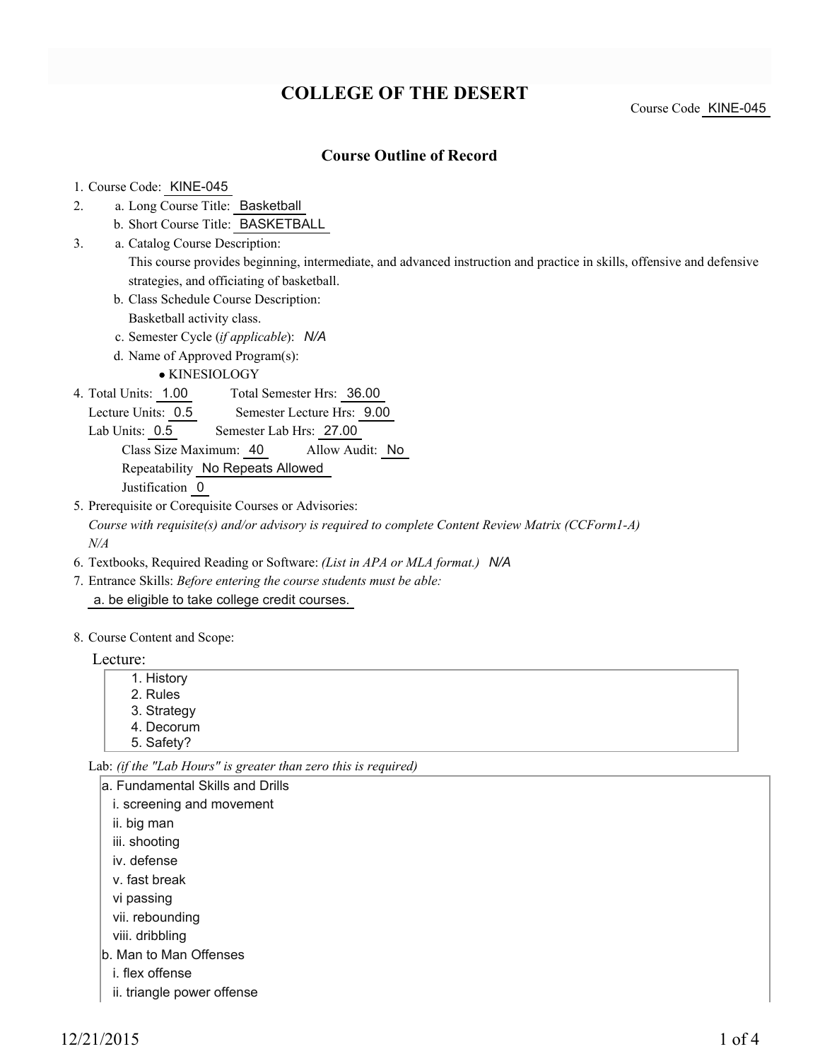# COLLEGE OF THE DESERT

Course Code KINE-045

## Course Outline of Record

1. Course Code: KINE-045
2. a. Long Course Title: Basketball
   b. Short Course Title: BASKETBALL
3. a. Catalog Course Description:
   This course provides beginning, intermediate, and advanced instruction and practice in skills, offensive and defensive strategies, and officiating of basketball.
   b. Class Schedule Course Description:
   Basketball activity class.
   c. Semester Cycle (*if applicable*): *N/A*
   d. Name of Approved Program(s):
   - KINESIOLOGY
4. Total Units: 1.00 Total Semester Hrs: 36.00
   Lecture Units: 0.5 Semester Lecture Hrs: 9.00
   Lab Units: 0.5 Semester Lab Hrs: 27.00
   Class Size Maximum: 40 Allow Audit: No
   Repeatability No Repeats Allowed
   Justification 0
5. Prerequisite or Corequisite Courses or Advisories:
   *Course with requisite(s) and/or advisory is required to complete Content Review Matrix (CCForm1-A)*
   *N/A*
6. Textbooks, Required Reading or Software: *(List in APA or MLA format.)* *N/A*
7. Entrance Skills: *Before entering the course students must be able:*
   a. be eligible to take college credit courses.
8. Course Content and Scope:

Lecture:

1. History
2. Rules
3. Strategy
4. Decorum
5. Safety?

Lab: *(if the "Lab Hours" is greater than zero this is required)*

a. Fundamental Skills and Drills
   i. screening and movement
   ii. big man
   iii. shooting
   iv. defense
   v. fast break
   vi passing
   vii. rebounding
   viii. dribbling
b. Man to Man Offenses
   i. flex offense
   ii. triangle power offense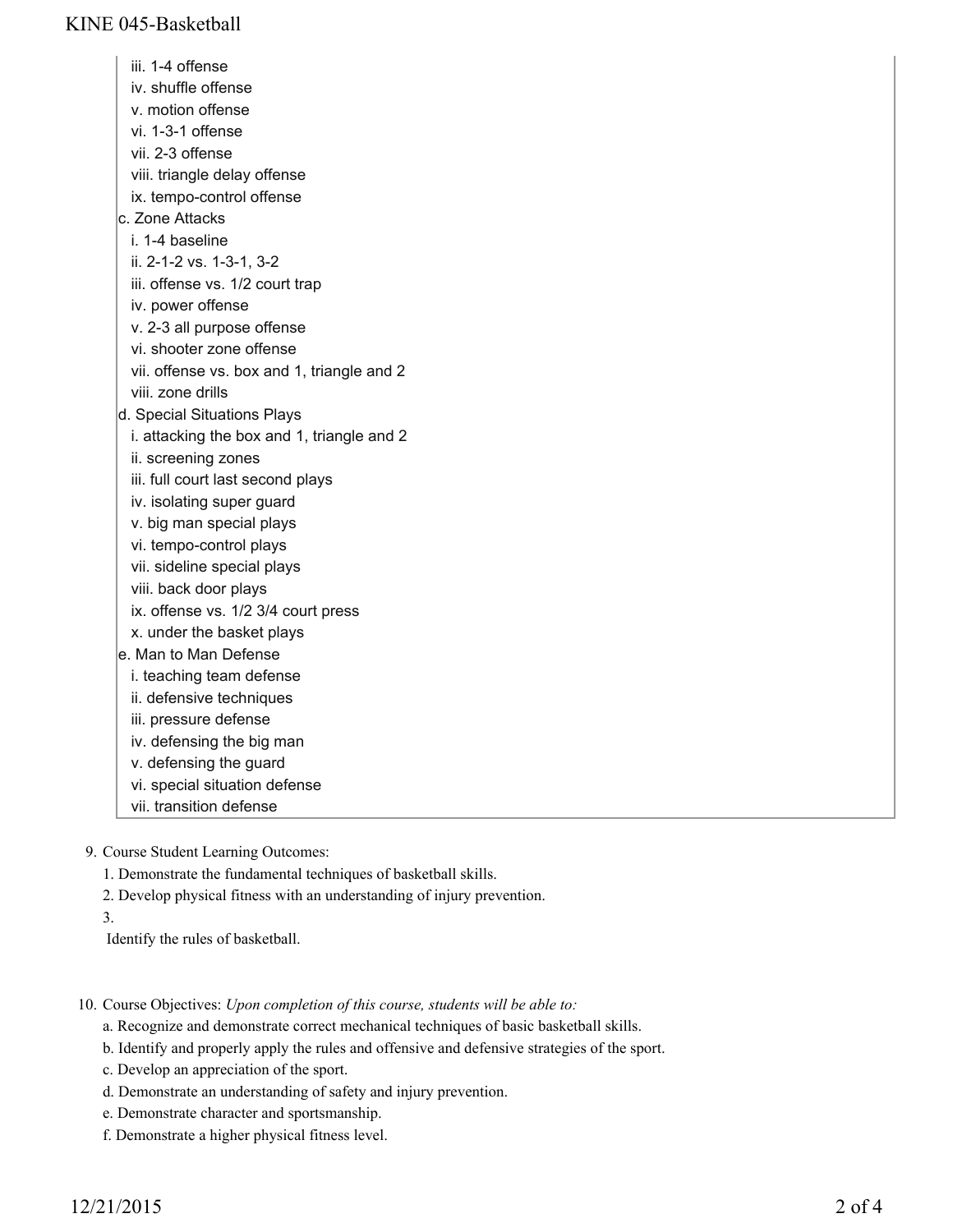- iii. 1-4 offense
  - iv. shuffle offense
  - v. motion offense
  - vi. 1-3-1 offense
  - vii. 2-3 offense
  - viii. triangle delay offense
  - ix. tempo-control offense
- c. Zone Attacks
  - i. 1-4 baseline
  - ii. 2-1-2 vs. 1-3-1, 3-2
  - iii. offense vs. 1/2 court trap
  - iv. power offense
  - v. 2-3 all purpose offense
  - vi. shooter zone offense
  - vii. offense vs. box and 1, triangle and 2
  - viii. zone drills
- d. Special Situations Plays
  - i. attacking the box and 1, triangle and 2
  - ii. screening zones
  - iii. full court last second plays
  - iv. isolating super guard
  - v. big man special plays
  - vi. tempo-control plays
  - vii. sideline special plays
  - viii. back door plays
  - ix. offense vs. 1/2 3/4 court press
  - x. under the basket plays
- e. Man to Man Defense
  - i. teaching team defense
  - ii. defensive techniques
  - iii. pressure defense
  - iv. defensing the big man
  - v. defensing the guard
  - vi. special situation defense
  - vii. transition defense

9. Course Student Learning Outcomes:
   1. Demonstrate the fundamental techniques of basketball skills.
   2. Develop physical fitness with an understanding of injury prevention.
   3. Identify the rules of basketball.

10. Course Objectives: *Upon completion of this course, students will be able to:*
    - a. Recognize and demonstrate correct mechanical techniques of basic basketball skills.
    - b. Identify and properly apply the rules and offensive and defensive strategies of the sport.
    - c. Develop an appreciation of the sport.
    - d. Demonstrate an understanding of safety and injury prevention.
    - e. Demonstrate character and sportsmanship.
    - f. Demonstrate a higher physical fitness level.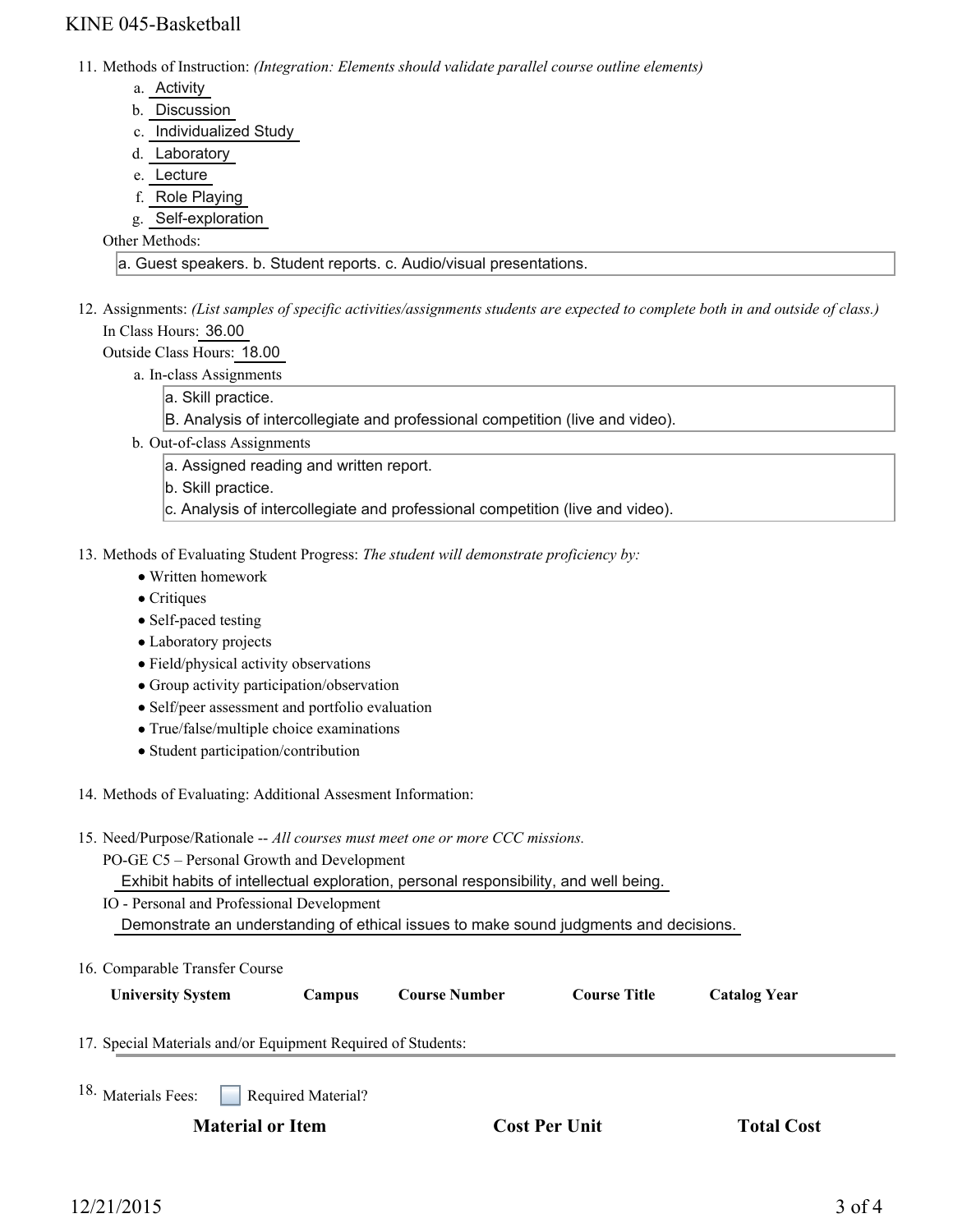11. Methods of Instruction: *(Integration: Elements should validate parallel course outline elements)*
    a. Activity
    b. Discussion
    c. Individualized Study
    d. Laboratory
    e. Lecture
    f. Role Playing
    g. Self-exploration

    Other Methods:

    a. Guest speakers. b. Student reports. c. Audio/visual presentations.

12. Assignments: *(List samples of specific activities/assignments students are expected to complete both in and outside of class.)*

    In Class Hours: 36.00

    Outside Class Hours: 18.00

    a. In-class Assignments

    a. Skill practice.
    B. Analysis of intercollegiate and professional competition (live and video).

    b. Out-of-class Assignments

    a. Assigned reading and written report.
    b. Skill practice.
    c. Analysis of intercollegiate and professional competition (live and video).

13. Methods of Evaluating Student Progress: *The student will demonstrate proficiency by:*
    - Written homework
    - Critiques
    - Self-paced testing
    - Laboratory projects
    - Field/physical activity observations
    - Group activity participation/observation
    - Self/peer assessment and portfolio evaluation
    - True/false/multiple choice examinations
    - Student participation/contribution

14. Methods of Evaluating: Additional Assesment Information:

15. Need/Purpose/Rationale -- *All courses must meet one or more CCC missions.*

    PO-GE C5 – Personal Growth and Development

    Exhibit habits of intellectual exploration, personal responsibility, and well being.

    IO - Personal and Professional Development

    Demonstrate an understanding of ethical issues to make sound judgments and decisions.

16. Comparable Transfer Course

| University System | Campus | Course Number | Course Title | Catalog Year |
|---|---|---|---|---|

17. Special Materials and/or Equipment Required of Students:

18. Materials Fees: ☐ Required Material?

| Material or Item | Cost Per Unit | Total Cost |
|---|---|---|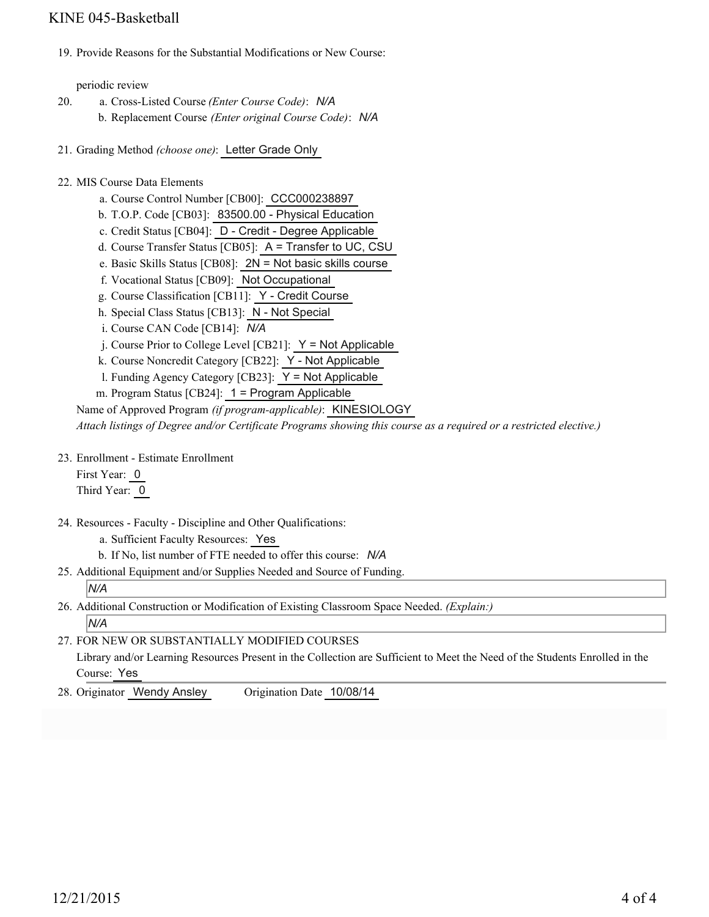19. Provide Reasons for the Substantial Modifications or New Course:

    periodic review

20. a. Cross-Listed Course *(Enter Course Code)*: *N/A*
    b. Replacement Course *(Enter original Course Code)*: *N/A*

21. Grading Method *(choose one)*: Letter Grade Only

22. MIS Course Data Elements
    a. Course Control Number [CB00]: CCC000238897
    b. T.O.P. Code [CB03]: 83500.00 - Physical Education
    c. Credit Status [CB04]: D - Credit - Degree Applicable
    d. Course Transfer Status [CB05]: A = Transfer to UC, CSU
    e. Basic Skills Status [CB08]: 2N = Not basic skills course
    f. Vocational Status [CB09]: Not Occupational
    g. Course Classification [CB11]: Y - Credit Course
    h. Special Class Status [CB13]: N - Not Special
    i. Course CAN Code [CB14]: *N/A*
    j. Course Prior to College Level [CB21]: Y = Not Applicable
    k. Course Noncredit Category [CB22]: Y - Not Applicable
    l. Funding Agency Category [CB23]: Y = Not Applicable
    m. Program Status [CB24]: 1 = Program Applicable

    Name of Approved Program *(if program-applicable)*: KINESIOLOGY

    *Attach listings of Degree and/or Certificate Programs showing this course as a required or a restricted elective.)*

23. Enrollment - Estimate Enrollment
    First Year: 0
    Third Year: 0

24. Resources - Faculty - Discipline and Other Qualifications:
    a. Sufficient Faculty Resources: Yes
    b. If No, list number of FTE needed to offer this course: *N/A*

25. Additional Equipment and/or Supplies Needed and Source of Funding.
    *N/A*

26. Additional Construction or Modification of Existing Classroom Space Needed. *(Explain:)*
    *N/A*

27. FOR NEW OR SUBSTANTIALLY MODIFIED COURSES
    Library and/or Learning Resources Present in the Collection are Sufficient to Meet the Need of the Students Enrolled in the Course: Yes

28. Originator Wendy Ansley Origination Date 10/08/14